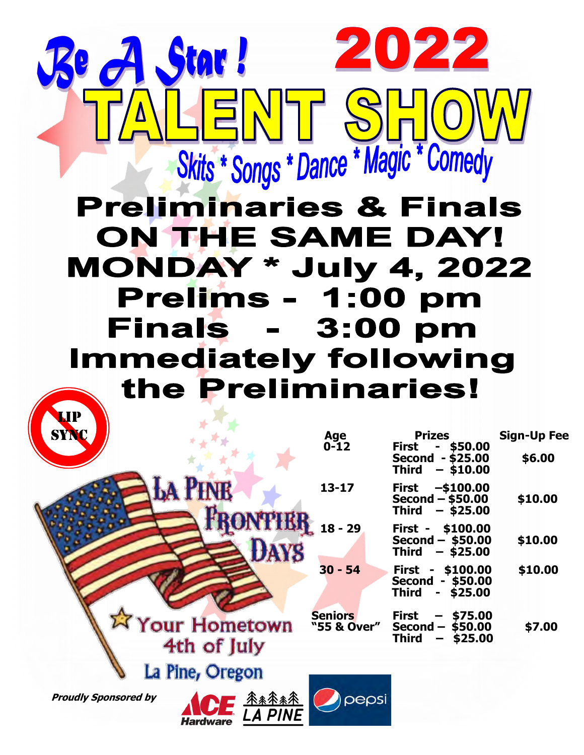# Be A Star! 2022

# TALENT SHOW

## Skits * Songs * Dance * Magic * Comedy

## Preliminaries & Finals ON THE SAME DAY!

## MONDAY * July 4, 2022

## Prelims - 1:00 pm

## Finals - 3:00 pm

## Immediately following the Preliminaries!

LIP SYNC

| Age | Prizes | Sign-Up Fee |
|---|---|---|
| 0-12 | First - $50.00<br>Second - $25.00<br>Third – $10.00 | $6.00 |
| 13-17 | First –$100.00<br>Second – $50.00<br>Third – $25.00 | $10.00 |
| 18 - 29 | First - $100.00<br>Second – $50.00<br>Third – $25.00 | $10.00 |
| 30 - 54 | First - $100.00<br>Second - $50.00<br>Third - $25.00 | $10.00 |
| Seniors "55 & Over" | First – $75.00<br>Second – $50.00<br>Third – $25.00 | $7.00 |

LA PINE FRONTIER DAYS

Your Hometown 4th of July

La Pine, Oregon

*Proudly Sponsored by*

ACE Hardware LA PINE

pepsi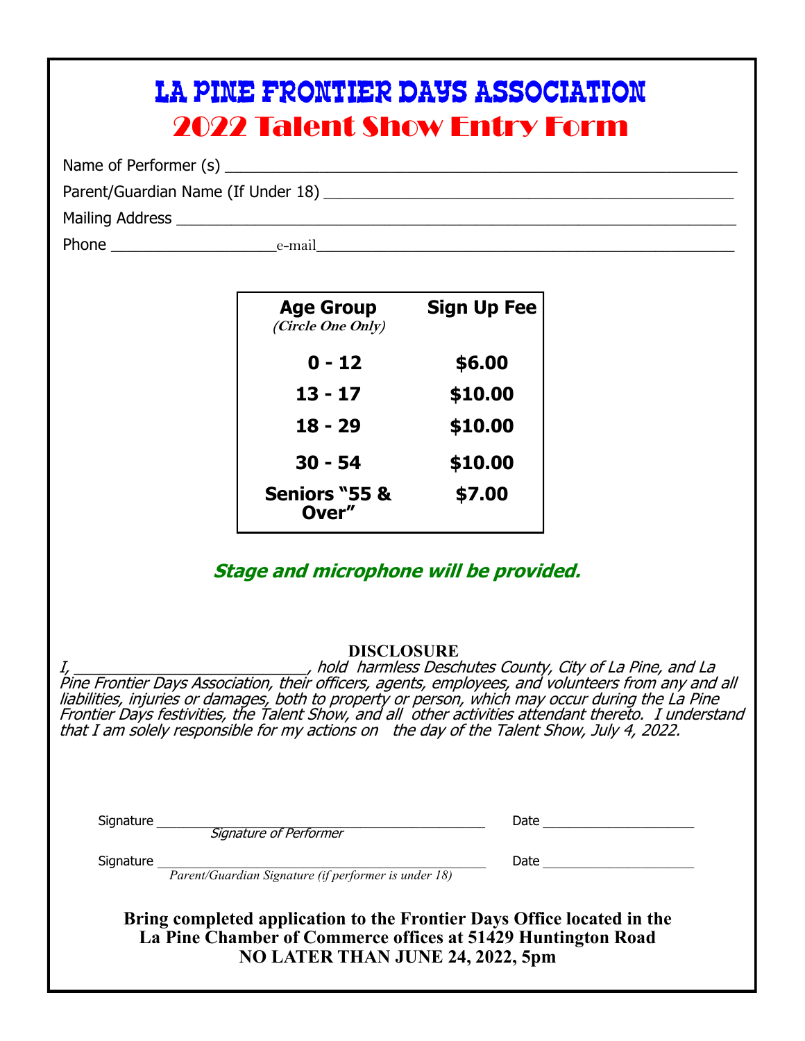# La Pine Frontier Days Association

## 2022 Talent Show Entry Form

Name of Performer (s) ___________________________________________________________

Parent/Guardian Name (If Under 18) _____________________________________________

Mailing Address _________________________________________________________________

Phone ____________________e-mail_______________________________________________

| Age Group *(Circle One Only)* | Sign Up Fee |
|---|---|
| **0 - 12** | **$6.00** |
| **13 - 17** | **$10.00** |
| **18 - 29** | **$10.00** |
| **30 - 54** | **$10.00** |
| **Seniors "55 & Over"** | **$7.00** |

***Stage and microphone will be provided.***

**DISCLOSURE**

*I, ___________________________, hold harmless Deschutes County, City of La Pine, and La Pine Frontier Days Association, their officers, agents, employees, and volunteers from any and all liabilities, injuries or damages, both to property or person, which may occur during the La Pine Frontier Days festivities, the Talent Show, and all other activities attendant thereto. I understand that I am solely responsible for my actions on the day of the Talent Show, July 4, 2022.*

Signature ___________________________________________ Date ____________________
*Signature of Performer*

Signature ___________________________________________ Date ____________________
*Parent/Guardian Signature (if performer is under 18)*

**Bring completed application to the Frontier Days Office located in the La Pine Chamber of Commerce offices at 51429 Huntington Road NO LATER THAN JUNE 24, 2022, 5pm**